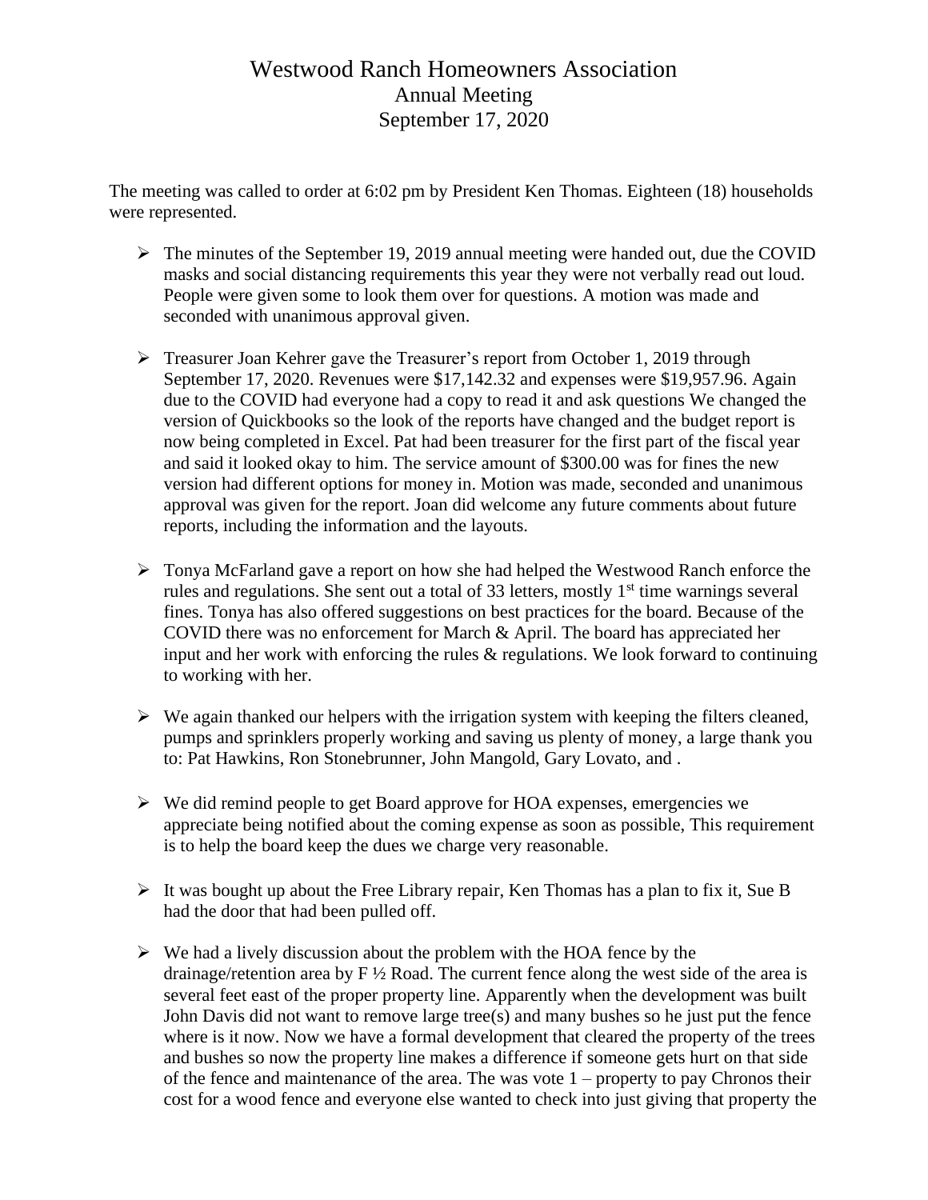# Westwood Ranch Homeowners Association

## Annual Meeting

## September 17, 2020

The meeting was called to order at 6:02 pm by President Ken Thomas. Eighteen (18) households were represented.

- The minutes of the September 19, 2019 annual meeting were handed out, due the COVID masks and social distancing requirements this year they were not verbally read out loud. People were given some to look them over for questions. A motion was made and seconded with unanimous approval given.
- Treasurer Joan Kehrer gave the Treasurer's report from October 1, 2019 through September 17, 2020. Revenues were $17,142.32 and expenses were $19,957.96. Again due to the COVID had everyone had a copy to read it and ask questions We changed the version of Quickbooks so the look of the reports have changed and the budget report is now being completed in Excel. Pat had been treasurer for the first part of the fiscal year and said it looked okay to him. The service amount of $300.00 was for fines the new version had different options for money in. Motion was made, seconded and unanimous approval was given for the report. Joan did welcome any future comments about future reports, including the information and the layouts.
- Tonya McFarland gave a report on how she had helped the Westwood Ranch enforce the rules and regulations. She sent out a total of 33 letters, mostly 1st time warnings several fines. Tonya has also offered suggestions on best practices for the board. Because of the COVID there was no enforcement for March & April. The board has appreciated her input and her work with enforcing the rules & regulations. We look forward to continuing to working with her.
- We again thanked our helpers with the irrigation system with keeping the filters cleaned, pumps and sprinklers properly working and saving us plenty of money, a large thank you to: Pat Hawkins, Ron Stonebrunner, John Mangold, Gary Lovato, and .
- We did remind people to get Board approve for HOA expenses, emergencies we appreciate being notified about the coming expense as soon as possible, This requirement is to help the board keep the dues we charge very reasonable.
- It was bought up about the Free Library repair, Ken Thomas has a plan to fix it, Sue B had the door that had been pulled off.
- We had a lively discussion about the problem with the HOA fence by the drainage/retention area by F ½ Road. The current fence along the west side of the area is several feet east of the proper property line. Apparently when the development was built John Davis did not want to remove large tree(s) and many bushes so he just put the fence where is it now. Now we have a formal development that cleared the property of the trees and bushes so now the property line makes a difference if someone gets hurt on that side of the fence and maintenance of the area. The was vote 1 – property to pay Chronos their cost for a wood fence and everyone else wanted to check into just giving that property the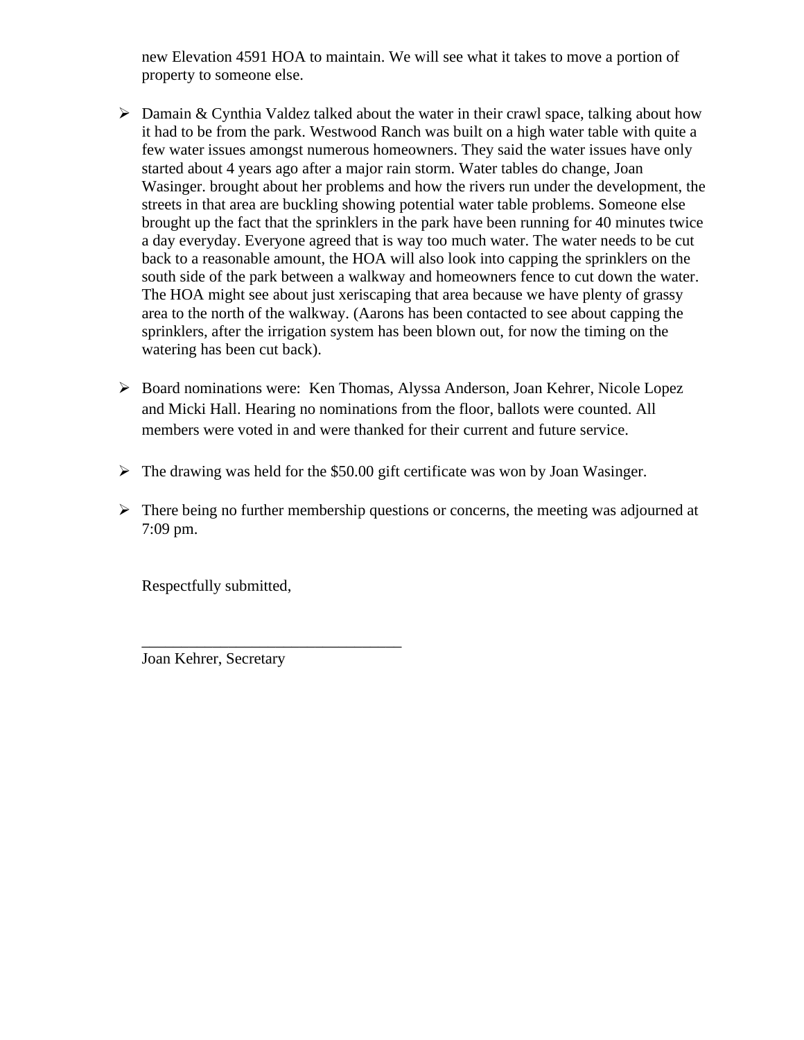new Elevation 4591 HOA to maintain. We will see what it takes to move a portion of property to someone else.

- Damain & Cynthia Valdez talked about the water in their crawl space, talking about how it had to be from the park. Westwood Ranch was built on a high water table with quite a few water issues amongst numerous homeowners. They said the water issues have only started about 4 years ago after a major rain storm. Water tables do change, Joan Wasinger. brought about her problems and how the rivers run under the development, the streets in that area are buckling showing potential water table problems. Someone else brought up the fact that the sprinklers in the park have been running for 40 minutes twice a day everyday. Everyone agreed that is way too much water. The water needs to be cut back to a reasonable amount, the HOA will also look into capping the sprinklers on the south side of the park between a walkway and homeowners fence to cut down the water. The HOA might see about just xeriscaping that area because we have plenty of grassy area to the north of the walkway. (Aarons has been contacted to see about capping the sprinklers, after the irrigation system has been blown out, for now the timing on the watering has been cut back).

- Board nominations were: Ken Thomas, Alyssa Anderson, Joan Kehrer, Nicole Lopez and Micki Hall. Hearing no nominations from the floor, ballots were counted. All members were voted in and were thanked for their current and future service.

- The drawing was held for the $50.00 gift certificate was won by Joan Wasinger.

- There being no further membership questions or concerns, the meeting was adjourned at 7:09 pm.

Respectfully submitted,

_________________________________
Joan Kehrer, Secretary